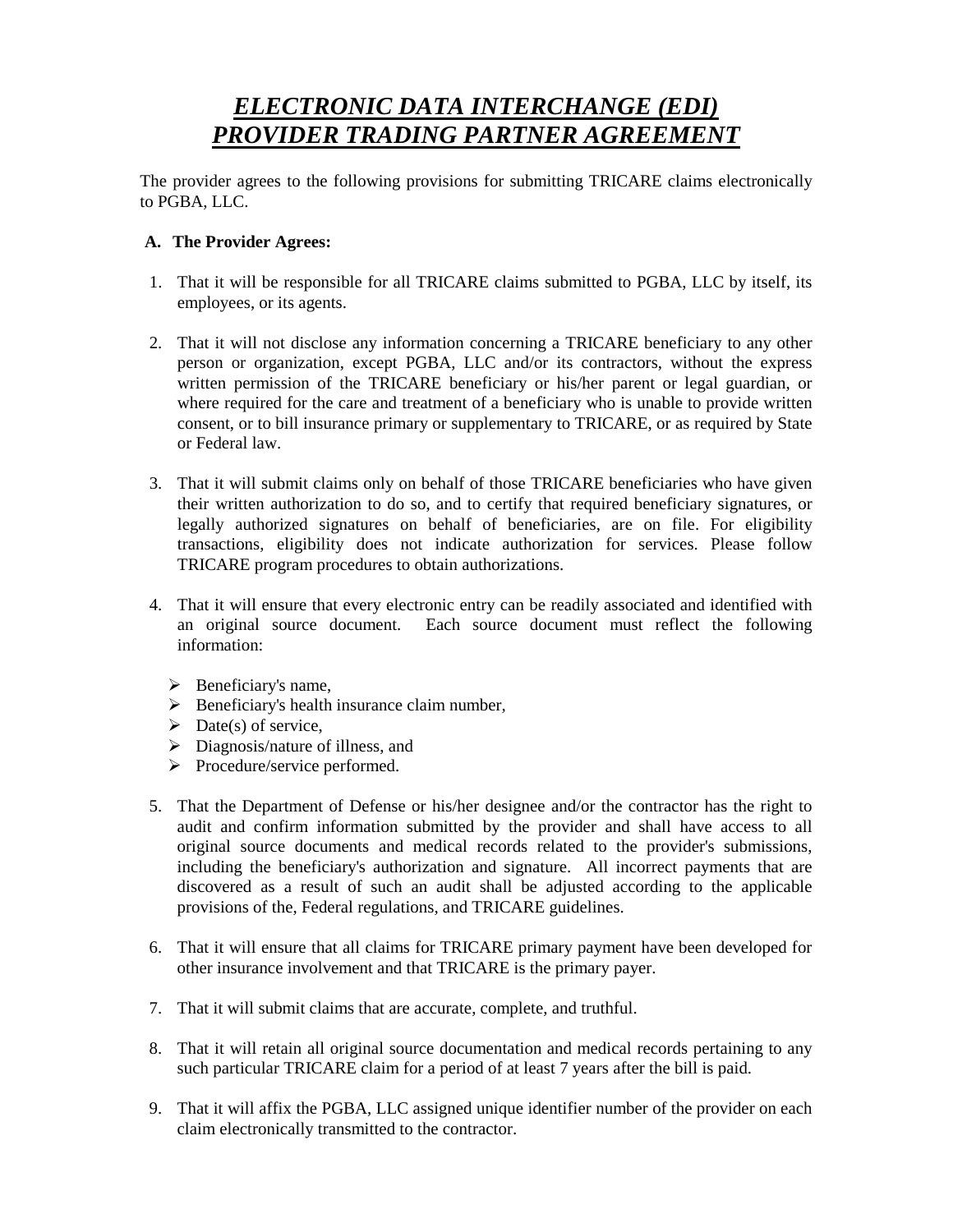# ***ELECTRONIC DATA INTERCHANGE (EDI) PROVIDER TRADING PARTNER AGREEMENT***

The provider agrees to the following provisions for submitting TRICARE claims electronically to PGBA, LLC.

**A. The Provider Agrees:**

1. That it will be responsible for all TRICARE claims submitted to PGBA, LLC by itself, its employees, or its agents.

2. That it will not disclose any information concerning a TRICARE beneficiary to any other person or organization, except PGBA, LLC and/or its contractors, without the express written permission of the TRICARE beneficiary or his/her parent or legal guardian, or where required for the care and treatment of a beneficiary who is unable to provide written consent, or to bill insurance primary or supplementary to TRICARE, or as required by State or Federal law.

3. That it will submit claims only on behalf of those TRICARE beneficiaries who have given their written authorization to do so, and to certify that required beneficiary signatures, or legally authorized signatures on behalf of beneficiaries, are on file. For eligibility transactions, eligibility does not indicate authorization for services. Please follow TRICARE program procedures to obtain authorizations.

4. That it will ensure that every electronic entry can be readily associated and identified with an original source document. Each source document must reflect the following information:

   - Beneficiary's name,
   - Beneficiary's health insurance claim number,
   - Date(s) of service,
   - Diagnosis/nature of illness, and
   - Procedure/service performed.

5. That the Department of Defense or his/her designee and/or the contractor has the right to audit and confirm information submitted by the provider and shall have access to all original source documents and medical records related to the provider's submissions, including the beneficiary's authorization and signature. All incorrect payments that are discovered as a result of such an audit shall be adjusted according to the applicable provisions of the, Federal regulations, and TRICARE guidelines.

6. That it will ensure that all claims for TRICARE primary payment have been developed for other insurance involvement and that TRICARE is the primary payer.

7. That it will submit claims that are accurate, complete, and truthful.

8. That it will retain all original source documentation and medical records pertaining to any such particular TRICARE claim for a period of at least 7 years after the bill is paid.

9. That it will affix the PGBA, LLC assigned unique identifier number of the provider on each claim electronically transmitted to the contractor.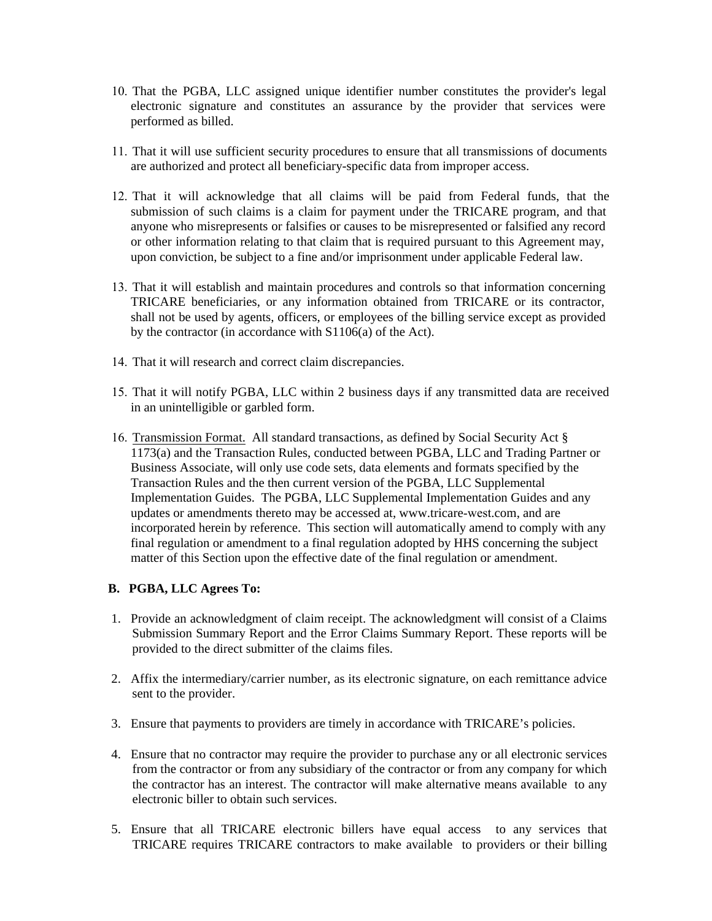10. That the PGBA, LLC assigned unique identifier number constitutes the provider's legal electronic signature and constitutes an assurance by the provider that services were performed as billed.

11. That it will use sufficient security procedures to ensure that all transmissions of documents are authorized and protect all beneficiary-specific data from improper access.

12. That it will acknowledge that all claims will be paid from Federal funds, that the submission of such claims is a claim for payment under the TRICARE program, and that anyone who misrepresents or falsifies or causes to be misrepresented or falsified any record or other information relating to that claim that is required pursuant to this Agreement may, upon conviction, be subject to a fine and/or imprisonment under applicable Federal law.

13. That it will establish and maintain procedures and controls so that information concerning TRICARE beneficiaries, or any information obtained from TRICARE or its contractor, shall not be used by agents, officers, or employees of the billing service except as provided by the contractor (in accordance with S1106(a) of the Act).

14. That it will research and correct claim discrepancies.

15. That it will notify PGBA, LLC within 2 business days if any transmitted data are received in an unintelligible or garbled form.

16. Transmission Format. All standard transactions, as defined by Social Security Act § 1173(a) and the Transaction Rules, conducted between PGBA, LLC and Trading Partner or Business Associate, will only use code sets, data elements and formats specified by the Transaction Rules and the then current version of the PGBA, LLC Supplemental Implementation Guides. The PGBA, LLC Supplemental Implementation Guides and any updates or amendments thereto may be accessed at, www.tricare-west.com, and are incorporated herein by reference. This section will automatically amend to comply with any final regulation or amendment to a final regulation adopted by HHS concerning the subject matter of this Section upon the effective date of the final regulation or amendment.

**B. PGBA, LLC Agrees To:**

1. Provide an acknowledgment of claim receipt. The acknowledgment will consist of a Claims Submission Summary Report and the Error Claims Summary Report. These reports will be provided to the direct submitter of the claims files.

2. Affix the intermediary/carrier number, as its electronic signature, on each remittance advice sent to the provider.

3. Ensure that payments to providers are timely in accordance with TRICARE's policies.

4. Ensure that no contractor may require the provider to purchase any or all electronic services from the contractor or from any subsidiary of the contractor or from any company for which the contractor has an interest. The contractor will make alternative means available to any electronic biller to obtain such services.

5. Ensure that all TRICARE electronic billers have equal access to any services that TRICARE requires TRICARE contractors to make available to providers or their billing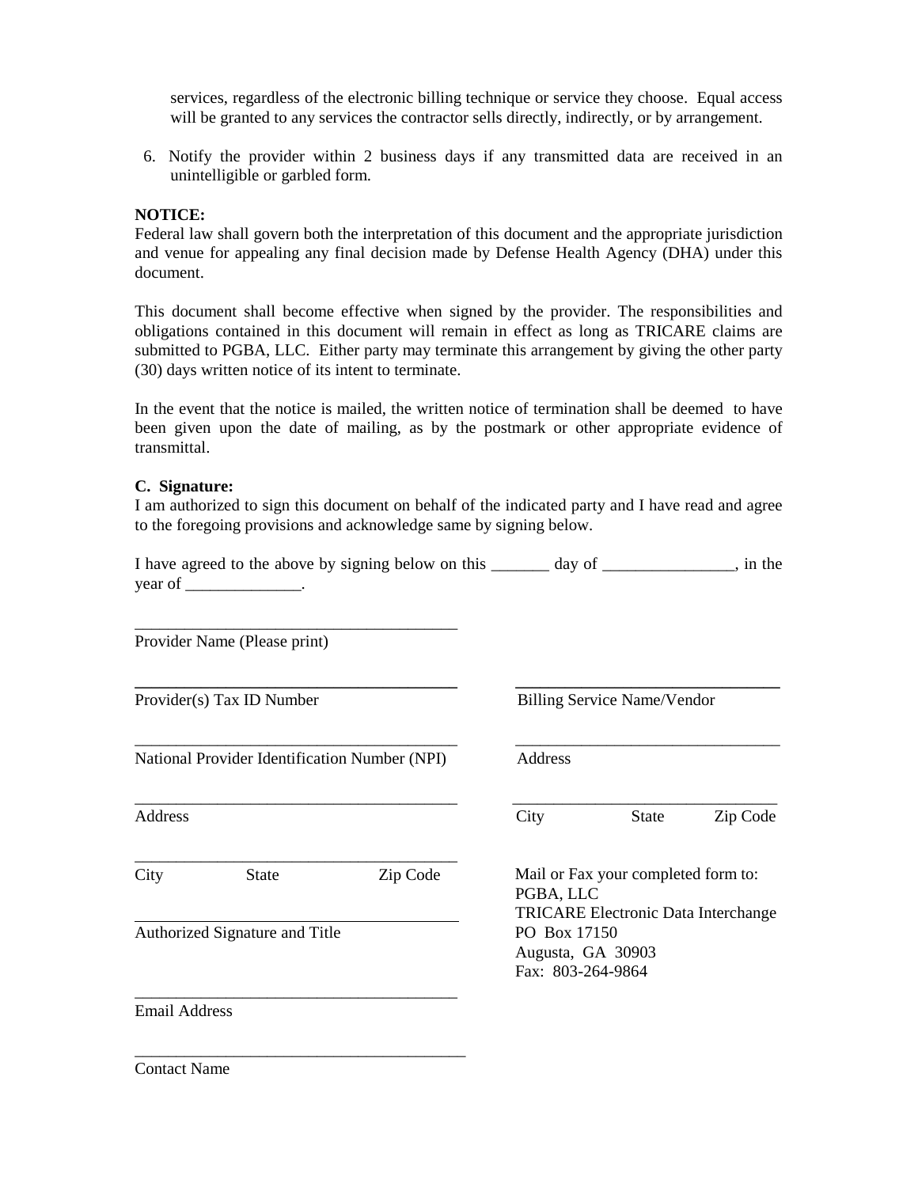services, regardless of the electronic billing technique or service they choose. Equal access will be granted to any services the contractor sells directly, indirectly, or by arrangement.

6. Notify the provider within 2 business days if any transmitted data are received in an unintelligible or garbled form.

**NOTICE:**

Federal law shall govern both the interpretation of this document and the appropriate jurisdiction and venue for appealing any final decision made by Defense Health Agency (DHA) under this document.

This document shall become effective when signed by the provider. The responsibilities and obligations contained in this document will remain in effect as long as TRICARE claims are submitted to PGBA, LLC. Either party may terminate this arrangement by giving the other party (30) days written notice of its intent to terminate.

In the event that the notice is mailed, the written notice of termination shall be deemed to have been given upon the date of mailing, as by the postmark or other appropriate evidence of transmittal.

**C. Signature:**

I am authorized to sign this document on behalf of the indicated party and I have read and agree to the foregoing provisions and acknowledge same by signing below.

I have agreed to the above by signing below on this _______ day of ________________, in the year of ______________.

________________________________________
Provider Name (Please print)

________________________________________
Provider(s) Tax ID Number

________________________________________
National Provider Identification Number (NPI)

________________________________________
Address

________________________________________
City State Zip Code

________________________________________
Authorized Signature and Title

________________________________________
Email Address

________________________________________
Contact Name

________________________________
Billing Service Name/Vendor

________________________________
Address

________________________________
City State Zip Code

Mail or Fax your completed form to:
PGBA, LLC
TRICARE Electronic Data Interchange
PO Box 17150
Augusta, GA 30903
Fax: 803-264-9864